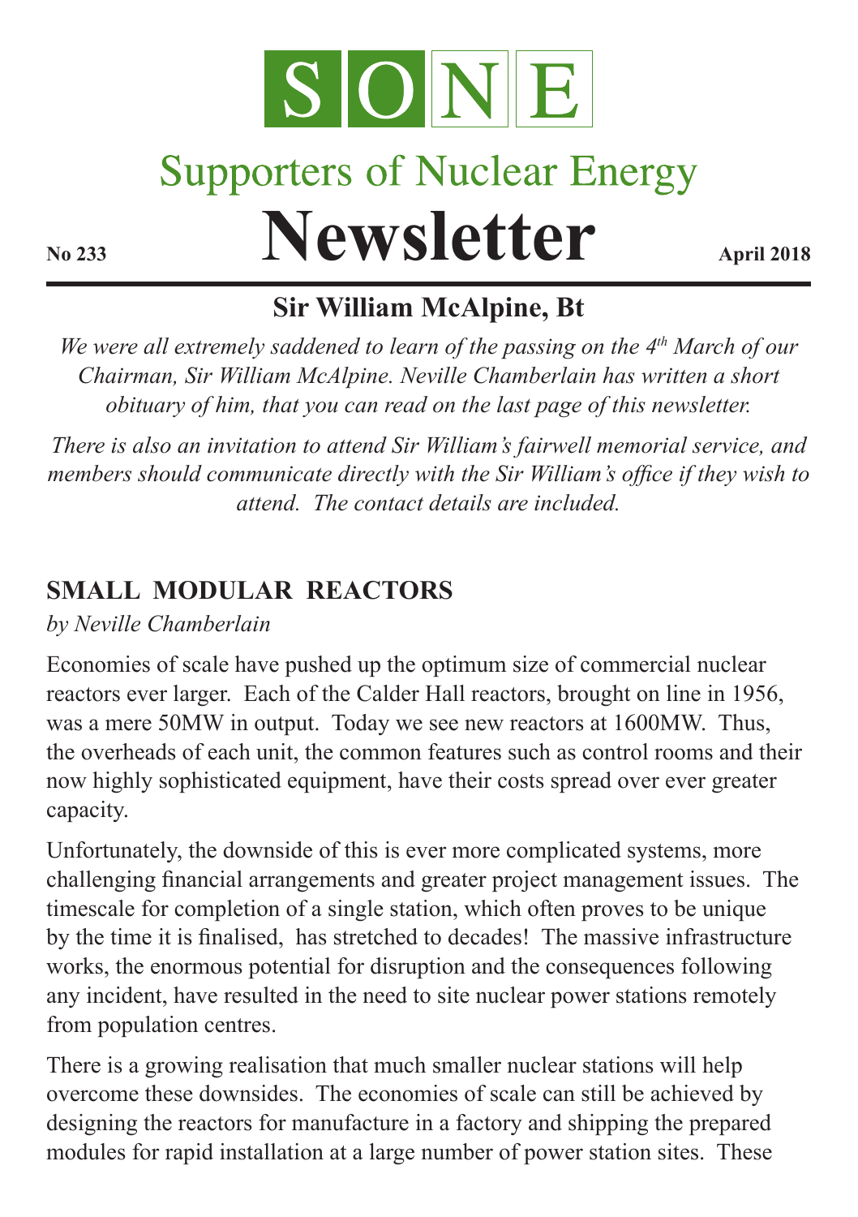# SONE

## Supporters of Nuclear Energy

# Newsletter

**No 233** **April 2018**

## Sir William McAlpine, Bt

*We were all extremely saddened to learn of the passing on the 4th March of our Chairman, Sir William McAlpine. Neville Chamberlain has written a short obituary of him, that you can read on the last page of this newsletter.*

*There is also an invitation to attend Sir William's fairwell memorial service, and members should communicate directly with the Sir William's office if they wish to attend. The contact details are included.*

## SMALL MODULAR REACTORS

*by Neville Chamberlain*

Economies of scale have pushed up the optimum size of commercial nuclear reactors ever larger. Each of the Calder Hall reactors, brought on line in 1956, was a mere 50MW in output. Today we see new reactors at 1600MW. Thus, the overheads of each unit, the common features such as control rooms and their now highly sophisticated equipment, have their costs spread over ever greater capacity.

Unfortunately, the downside of this is ever more complicated systems, more challenging financial arrangements and greater project management issues. The timescale for completion of a single station, which often proves to be unique by the time it is finalised, has stretched to decades! The massive infrastructure works, the enormous potential for disruption and the consequences following any incident, have resulted in the need to site nuclear power stations remotely from population centres.

There is a growing realisation that much smaller nuclear stations will help overcome these downsides. The economies of scale can still be achieved by designing the reactors for manufacture in a factory and shipping the prepared modules for rapid installation at a large number of power station sites. These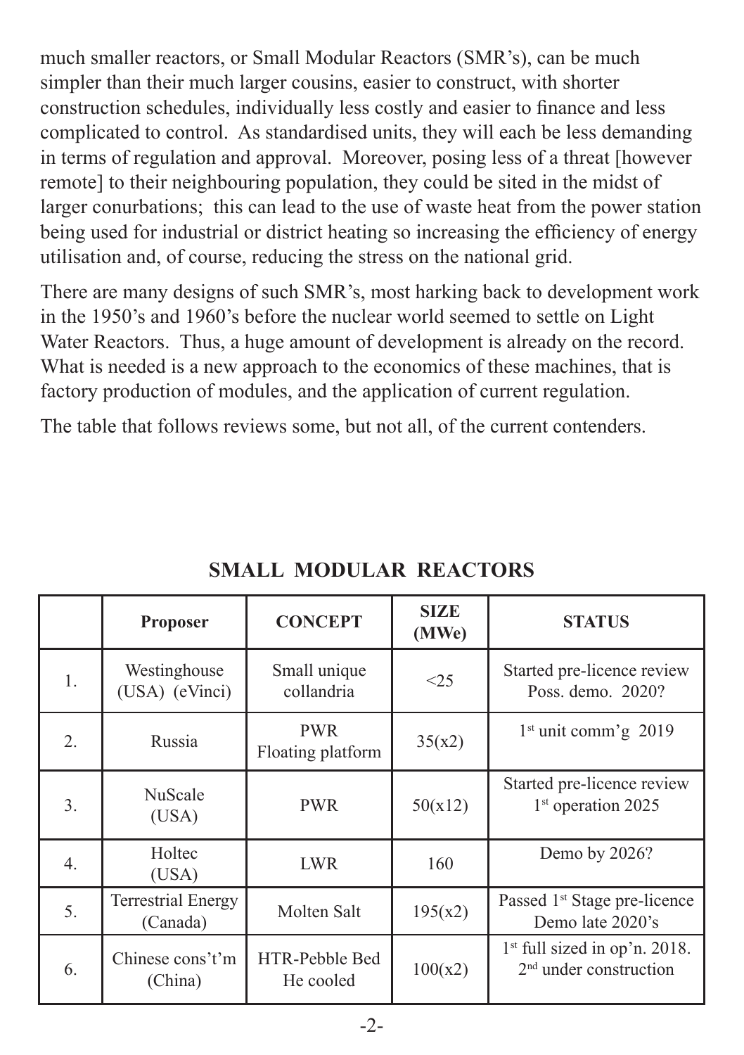much smaller reactors, or Small Modular Reactors (SMR's), can be much simpler than their much larger cousins, easier to construct, with shorter construction schedules, individually less costly and easier to finance and less complicated to control. As standardised units, they will each be less demanding in terms of regulation and approval. Moreover, posing less of a threat [however remote] to their neighbouring population, they could be sited in the midst of larger conurbations; this can lead to the use of waste heat from the power station being used for industrial or district heating so increasing the efficiency of energy utilisation and, of course, reducing the stress on the national grid.

There are many designs of such SMR's, most harking back to development work in the 1950's and 1960's before the nuclear world seemed to settle on Light Water Reactors. Thus, a huge amount of development is already on the record. What is needed is a new approach to the economics of these machines, that is factory production of modules, and the application of current regulation.

The table that follows reviews some, but not all, of the current contenders.

## SMALL MODULAR REACTORS

| | Proposer | CONCEPT | SIZE (MWe) | STATUS |
|---|---|---|---|---|
| 1. | Westinghouse (USA) (eVinci) | Small unique collandria | <25 | Started pre-licence review Poss. demo. 2020? |
| 2. | Russia | PWR Floating platform | 35(x2) | 1st unit comm'g 2019 |
| 3. | NuScale (USA) | PWR | 50(x12) | Started pre-licence review 1st operation 2025 |
| 4. | Holtec (USA) | LWR | 160 | Demo by 2026? |
| 5. | Terrestrial Energy (Canada) | Molten Salt | 195(x2) | Passed 1st Stage pre-licence Demo late 2020's |
| 6. | Chinese cons't'm (China) | HTR-Pebble Bed He cooled | 100(x2) | 1st full sized in op'n. 2018. 2nd under construction |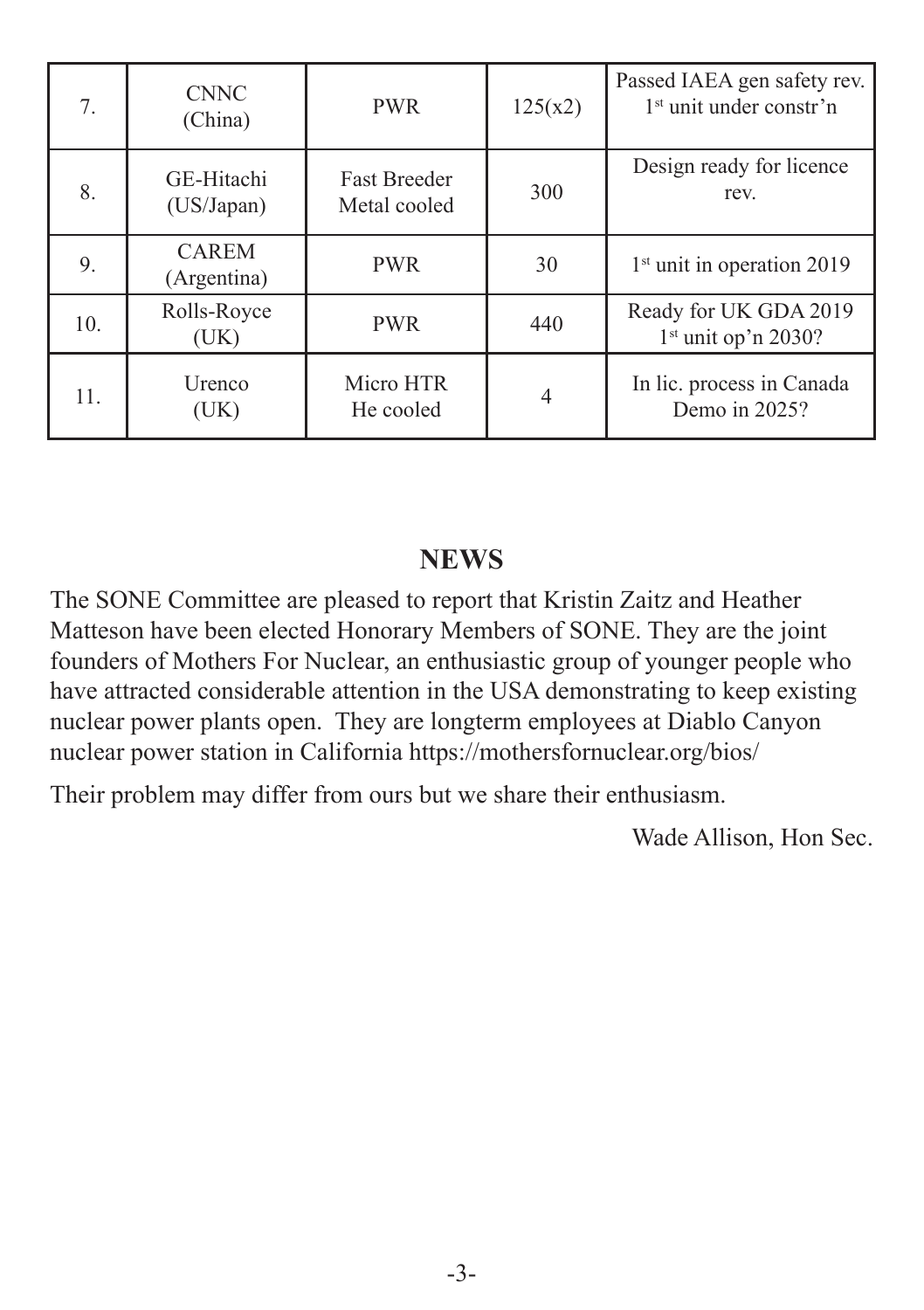| | | | | |
|---|---|---|---|---|
| 7. | CNNC (China) | PWR | 125(x2) | Passed IAEA gen safety rev. 1st unit under constr'n |
| 8. | GE-Hitachi (US/Japan) | Fast Breeder Metal cooled | 300 | Design ready for licence rev. |
| 9. | CAREM (Argentina) | PWR | 30 | 1st unit in operation 2019 |
| 10. | Rolls-Royce (UK) | PWR | 440 | Ready for UK GDA 2019 1st unit op'n 2030? |
| 11. | Urenco (UK) | Micro HTR He cooled | 4 | In lic. process in Canada Demo in 2025? |

## NEWS

The SONE Committee are pleased to report that Kristin Zaitz and Heather Matteson have been elected Honorary Members of SONE. They are the joint founders of Mothers For Nuclear, an enthusiastic group of younger people who have attracted considerable attention in the USA demonstrating to keep existing nuclear power plants open. They are longterm employees at Diablo Canyon nuclear power station in California https://mothersfornuclear.org/bios/

Their problem may differ from ours but we share their enthusiasm.

Wade Allison, Hon Sec.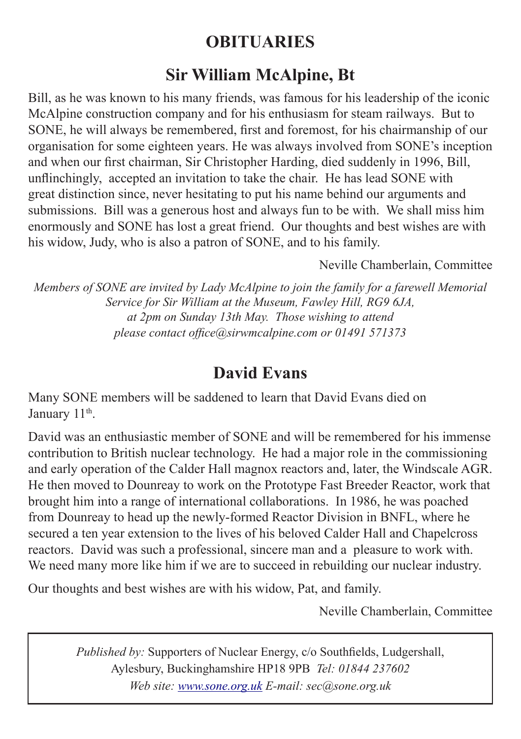# OBITUARIES

## Sir William McAlpine, Bt

Bill, as he was known to his many friends, was famous for his leadership of the iconic McAlpine construction company and for his enthusiasm for steam railways. But to SONE, he will always be remembered, first and foremost, for his chairmanship of our organisation for some eighteen years. He was always involved from SONE's inception and when our first chairman, Sir Christopher Harding, died suddenly in 1996, Bill, unflinchingly, accepted an invitation to take the chair. He has lead SONE with great distinction since, never hesitating to put his name behind our arguments and submissions. Bill was a generous host and always fun to be with. We shall miss him enormously and SONE has lost a great friend. Our thoughts and best wishes are with his widow, Judy, who is also a patron of SONE, and to his family.

Neville Chamberlain, Committee

*Members of SONE are invited by Lady McAlpine to join the family for a farewell Memorial Service for Sir William at the Museum, Fawley Hill, RG9 6JA, at 2pm on Sunday 13th May. Those wishing to attend please contact office@sirwmcalpine.com or 01491 571373*

## David Evans

Many SONE members will be saddened to learn that David Evans died on January 11th.

David was an enthusiastic member of SONE and will be remembered for his immense contribution to British nuclear technology. He had a major role in the commissioning and early operation of the Calder Hall magnox reactors and, later, the Windscale AGR. He then moved to Dounreay to work on the Prototype Fast Breeder Reactor, work that brought him into a range of international collaborations. In 1986, he was poached from Dounreay to head up the newly-formed Reactor Division in BNFL, where he secured a ten year extension to the lives of his beloved Calder Hall and Chapelcross reactors. David was such a professional, sincere man and a pleasure to work with. We need many more like him if we are to succeed in rebuilding our nuclear industry.

Our thoughts and best wishes are with his widow, Pat, and family.

Neville Chamberlain, Committee

*Published by:* Supporters of Nuclear Energy, c/o Southfields, Ludgershall, Aylesbury, Buckinghamshire HP18 9PB *Tel: 01844 237602*
*Web site: www.sone.org.uk E-mail: sec@sone.org.uk*